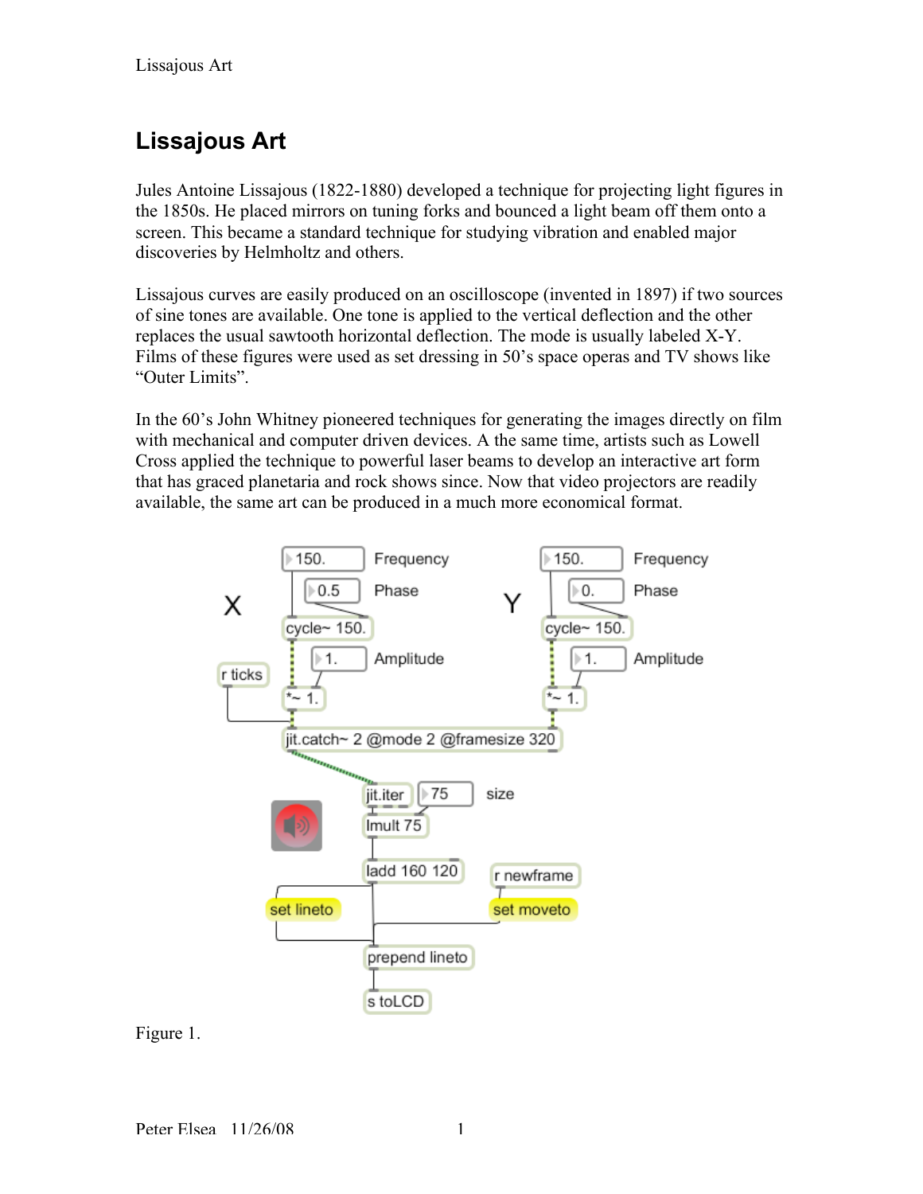# Lissajous Art

Jules Antoine Lissajous (1822-1880) developed a technique for projecting light figures in the 1850s. He placed mirrors on tuning forks and bounced a light beam off them onto a screen. This became a standard technique for studying vibration and enabled major discoveries by Helmholtz and others.

Lissajous curves are easily produced on an oscilloscope (invented in 1897) if two sources of sine tones are available. One tone is applied to the vertical deflection and the other replaces the usual sawtooth horizontal deflection. The mode is usually labeled X-Y. Films of these figures were used as set dressing in 50's space operas and TV shows like "Outer Limits".

In the 60's John Whitney pioneered techniques for generating the images directly on film with mechanical and computer driven devices. A the same time, artists such as Lowell Cross applied the technique to powerful laser beams to develop an interactive art form that has graced planetaria and rock shows since. Now that video projectors are readily available, the same art can be produced in a much more economical format.

Figure 1.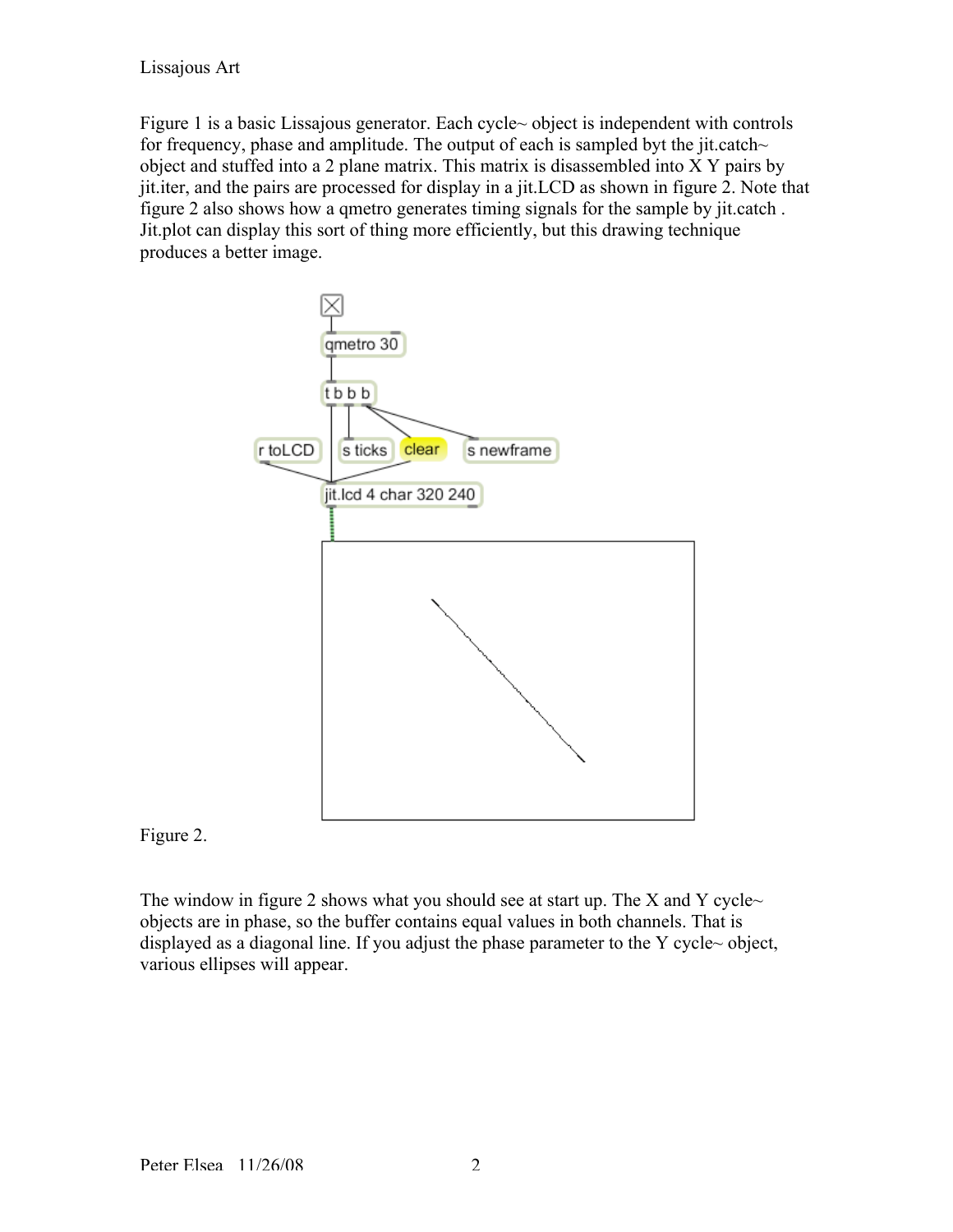Lissajous Art

Figure 1 is a basic Lissajous generator. Each cycle~ object is independent with controls for frequency, phase and amplitude. The output of each is sampled byt the jit.catch~ object and stuffed into a 2 plane matrix. This matrix is disassembled into X Y pairs by jit.iter, and the pairs are processed for display in a jit.LCD as shown in figure 2. Note that figure 2 also shows how a qmetro generates timing signals for the sample by jit.catch . Jit.plot can display this sort of thing more efficiently, but this drawing technique produces a better image.

Figure 2.

The window in figure 2 shows what you should see at start up. The X and Y cycle~ objects are in phase, so the buffer contains equal values in both channels. That is displayed as a diagonal line. If you adjust the phase parameter to the Y cycle~ object, various ellipses will appear.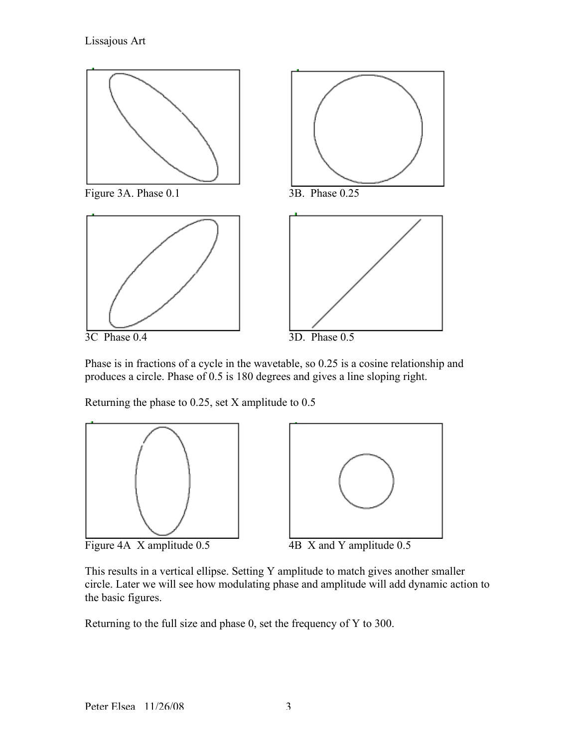Figure 3A. Phase 0.1

3B. Phase 0.25

3C Phase 0.4

3D. Phase 0.5

Phase is in fractions of a cycle in the wavetable, so 0.25 is a cosine relationship and produces a circle. Phase of 0.5 is 180 degrees and gives a line sloping right.

Returning the phase to 0.25, set X amplitude to 0.5

Figure 4A X amplitude 0.5

4B X and Y amplitude 0.5

This results in a vertical ellipse. Setting Y amplitude to match gives another smaller circle. Later we will see how modulating phase and amplitude will add dynamic action to the basic figures.

Returning to the full size and phase 0, set the frequency of Y to 300.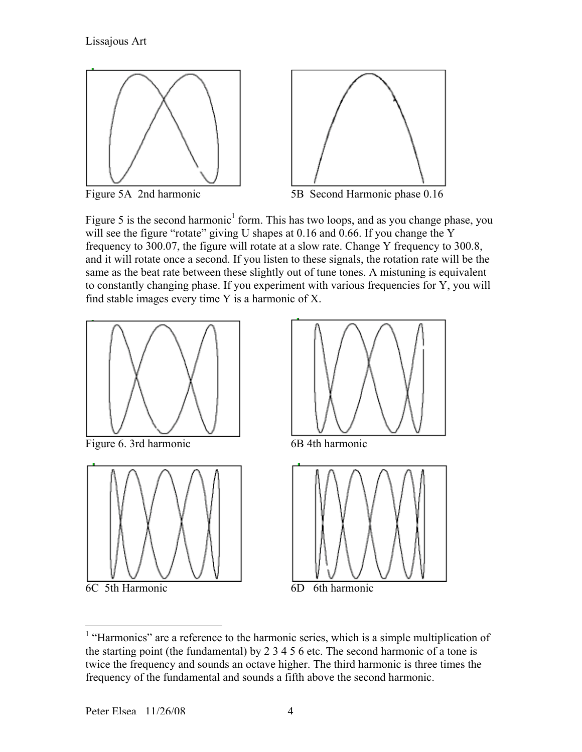Figure 5A 2nd harmonic

5B Second Harmonic phase 0.16

Figure 5 is the second harmonic[1] form. This has two loops, and as you change phase, you will see the figure "rotate" giving U shapes at 0.16 and 0.66. If you change the Y frequency to 300.07, the figure will rotate at a slow rate. Change Y frequency to 300.8, and it will rotate once a second. If you listen to these signals, the rotation rate will be the same as the beat rate between these slightly out of tune tones. A mistuning is equivalent to constantly changing phase. If you experiment with various frequencies for Y, you will find stable images every time Y is a harmonic of X.

Figure 6. 3rd harmonic

6B 4th harmonic

6C 5th Harmonic

6D 6th harmonic

---

[1] "Harmonics" are a reference to the harmonic series, which is a simple multiplication of the starting point (the fundamental) by 2 3 4 5 6 etc. The second harmonic of a tone is twice the frequency and sounds an octave higher. The third harmonic is three times the frequency of the fundamental and sounds a fifth above the second harmonic.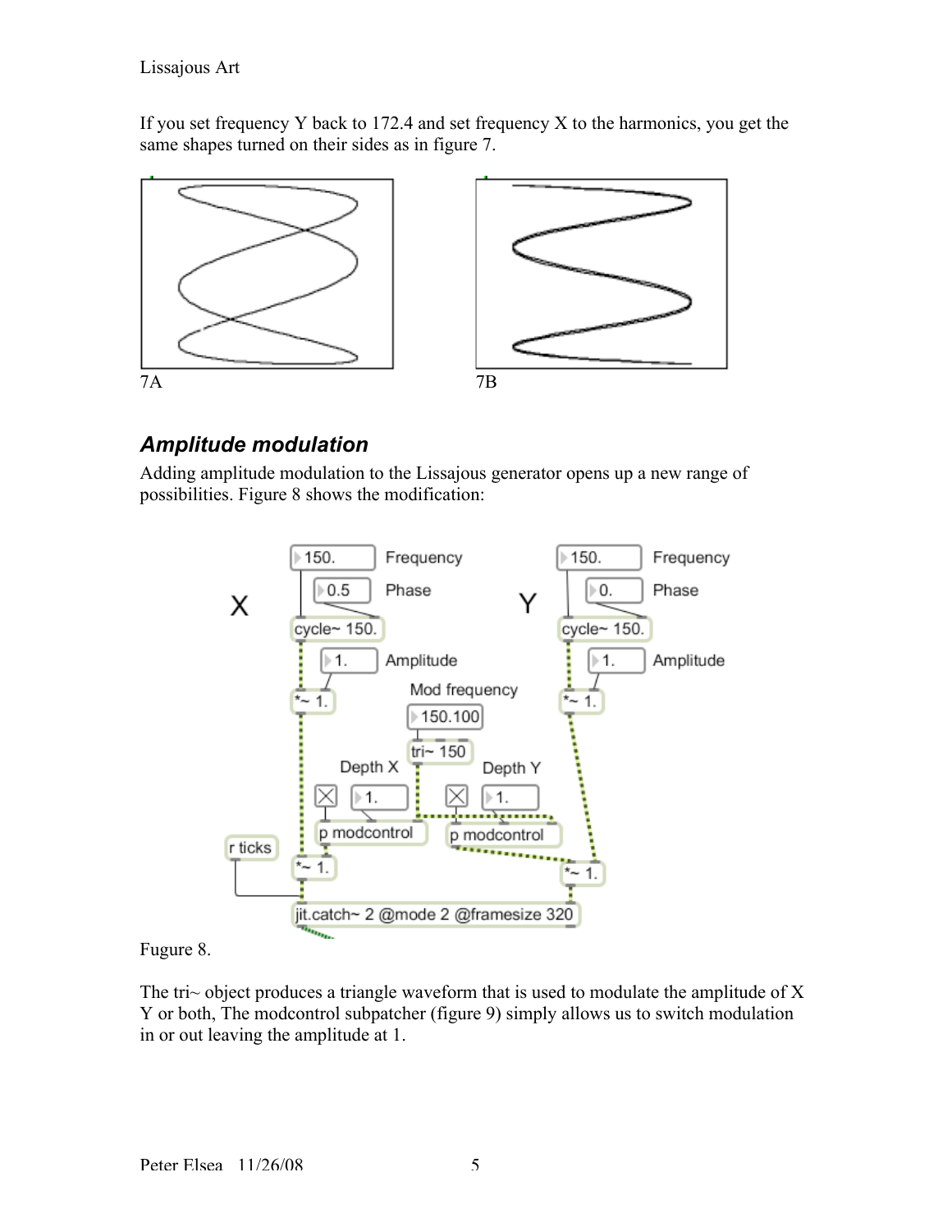If you set frequency Y back to 172.4 and set frequency X to the harmonics, you get the same shapes turned on their sides as in figure 7.

7A

7B

## *Amplitude modulation*

Adding amplitude modulation to the Lissajous generator opens up a new range of possibilities. Figure 8 shows the modification:

Fugure 8.

The tri~ object produces a triangle waveform that is used to modulate the amplitude of X Y or both, The modcontrol subpatcher (figure 9) simply allows us to switch modulation in or out leaving the amplitude at 1.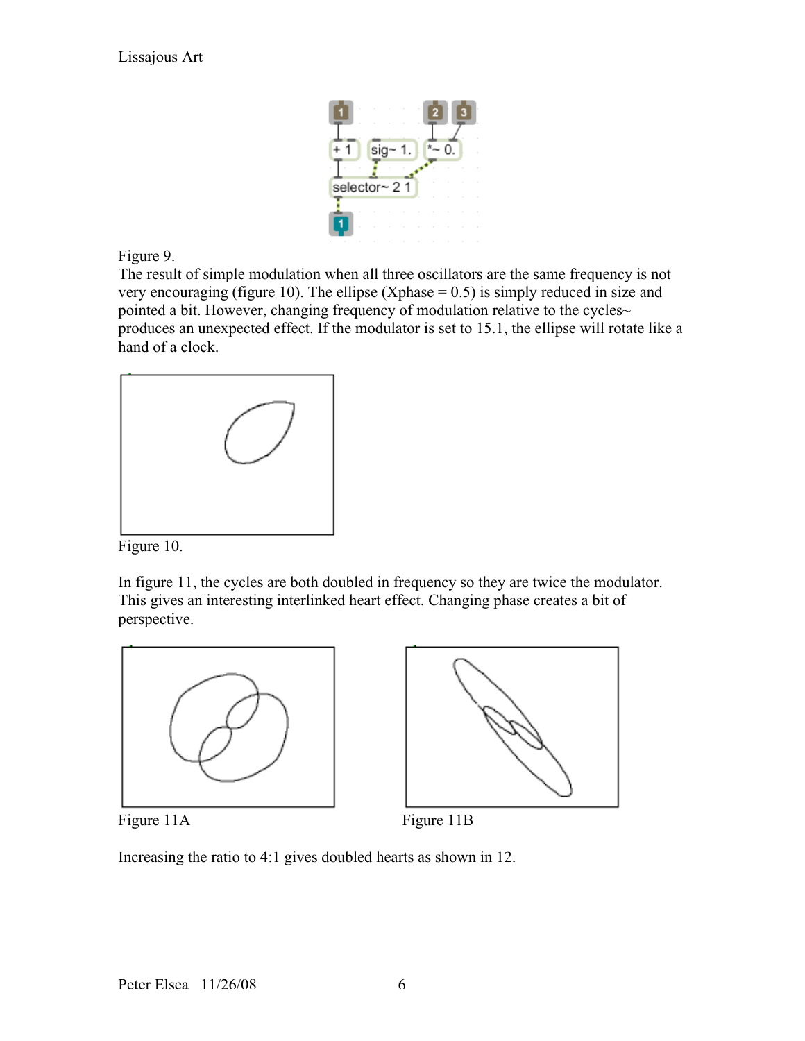Figure 9.

The result of simple modulation when all three oscillators are the same frequency is not very encouraging (figure 10). The ellipse (Xphase = 0.5) is simply reduced in size and pointed a bit. However, changing frequency of modulation relative to the cycles~ produces an unexpected effect. If the modulator is set to 15.1, the ellipse will rotate like a hand of a clock.

Figure 10.

In figure 11, the cycles are both doubled in frequency so they are twice the modulator. This gives an interesting interlinked heart effect. Changing phase creates a bit of perspective.

Figure 11A

Figure 11B

Increasing the ratio to 4:1 gives doubled hearts as shown in 12.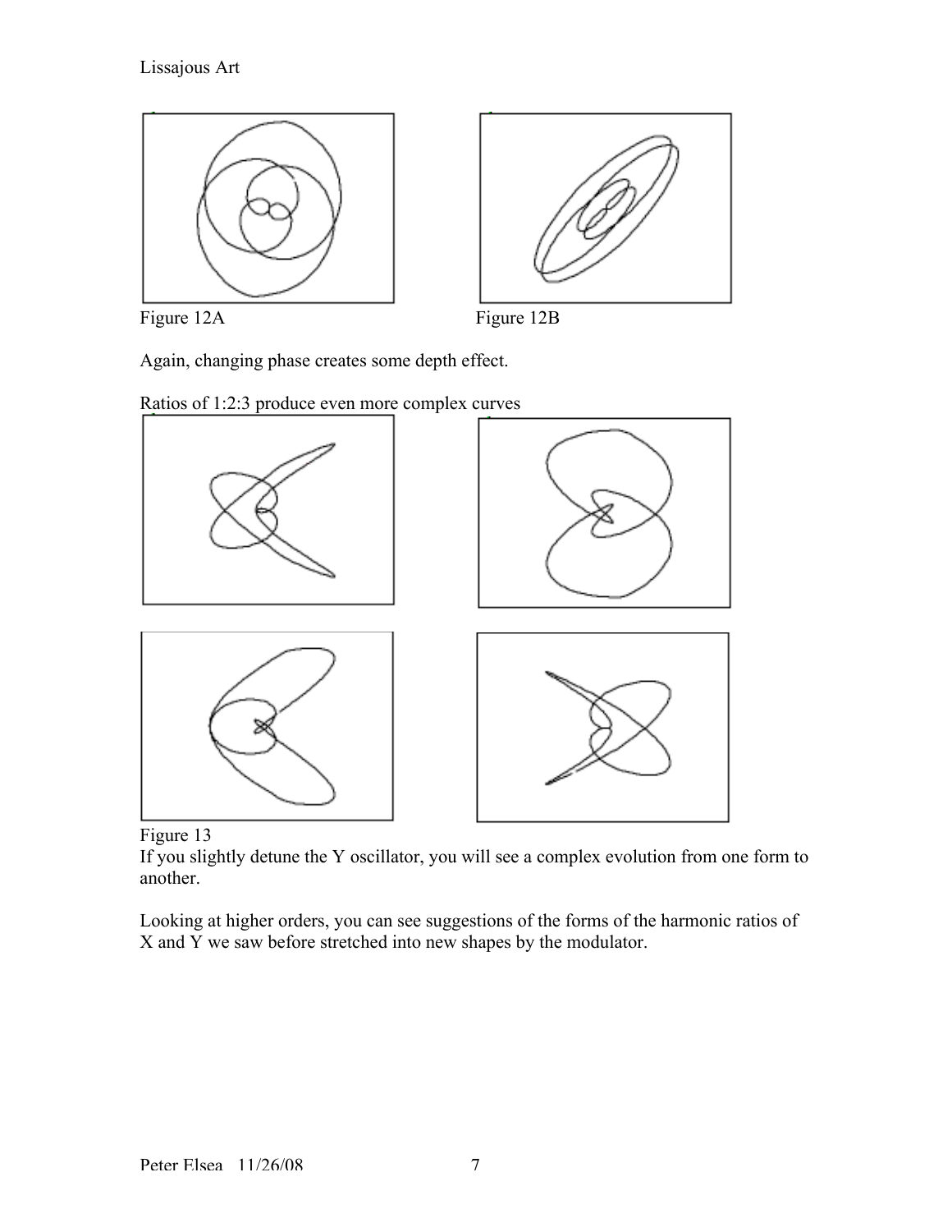Figure 12A

Figure 12B

Again, changing phase creates some depth effect.

Ratios of 1:2:3 produce even more complex curves

Figure 13

If you slightly detune the Y oscillator, you will see a complex evolution from one form to another.

Looking at higher orders, you can see suggestions of the forms of the harmonic ratios of X and Y we saw before stretched into new shapes by the modulator.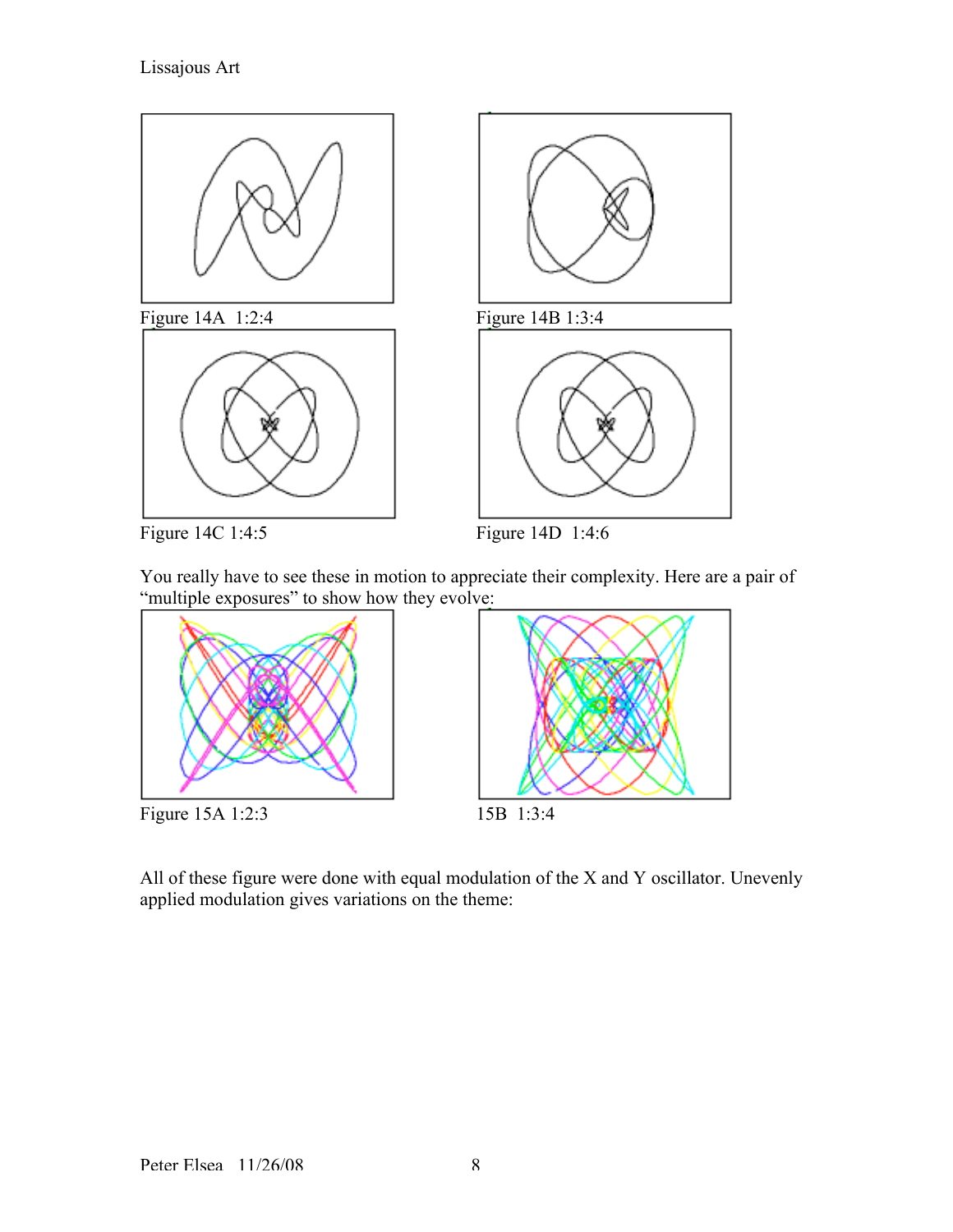Figure 14A 1:2:4

Figure 14B 1:3:4

Figure 14C 1:4:5

Figure 14D 1:4:6

You really have to see these in motion to appreciate their complexity. Here are a pair of "multiple exposures" to show how they evolve:

Figure 15A 1:2:3

15B 1:3:4

All of these figure were done with equal modulation of the X and Y oscillator. Unevenly applied modulation gives variations on the theme: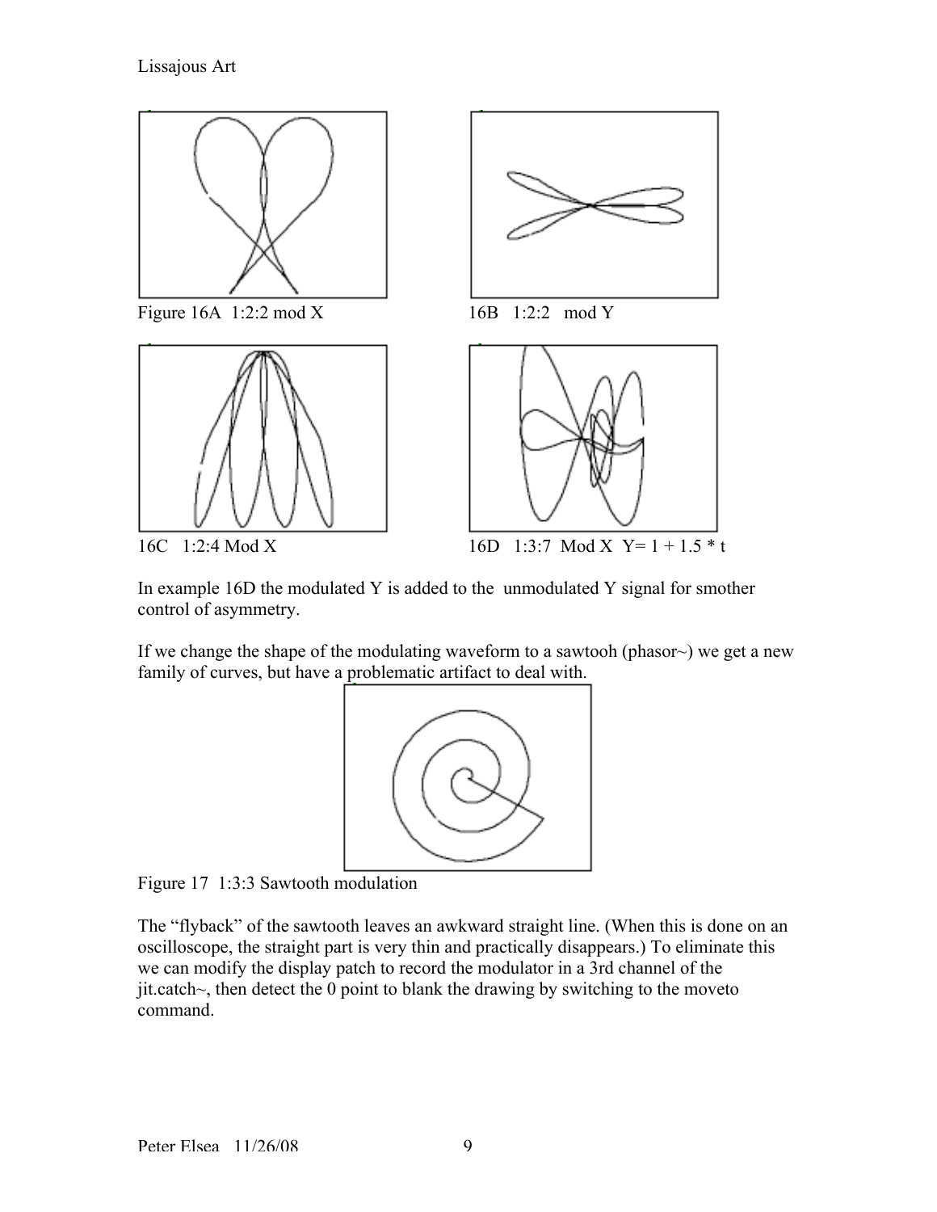Figure 16A 1:2:2 mod X

16B 1:2:2 mod Y

16C 1:2:4 Mod X

16D 1:3:7 Mod X Y= 1 + 1.5 * t

In example 16D the modulated Y is added to the unmodulated Y signal for smother control of asymmetry.

If we change the shape of the modulating waveform to a sawtooh (phasor~) we get a new family of curves, but have a problematic artifact to deal with.

Figure 17 1:3:3 Sawtooth modulation

The "flyback" of the sawtooth leaves an awkward straight line. (When this is done on an oscilloscope, the straight part is very thin and practically disappears.) To eliminate this we can modify the display patch to record the modulator in a 3rd channel of the jit.catch~, then detect the 0 point to blank the drawing by switching to the moveto command.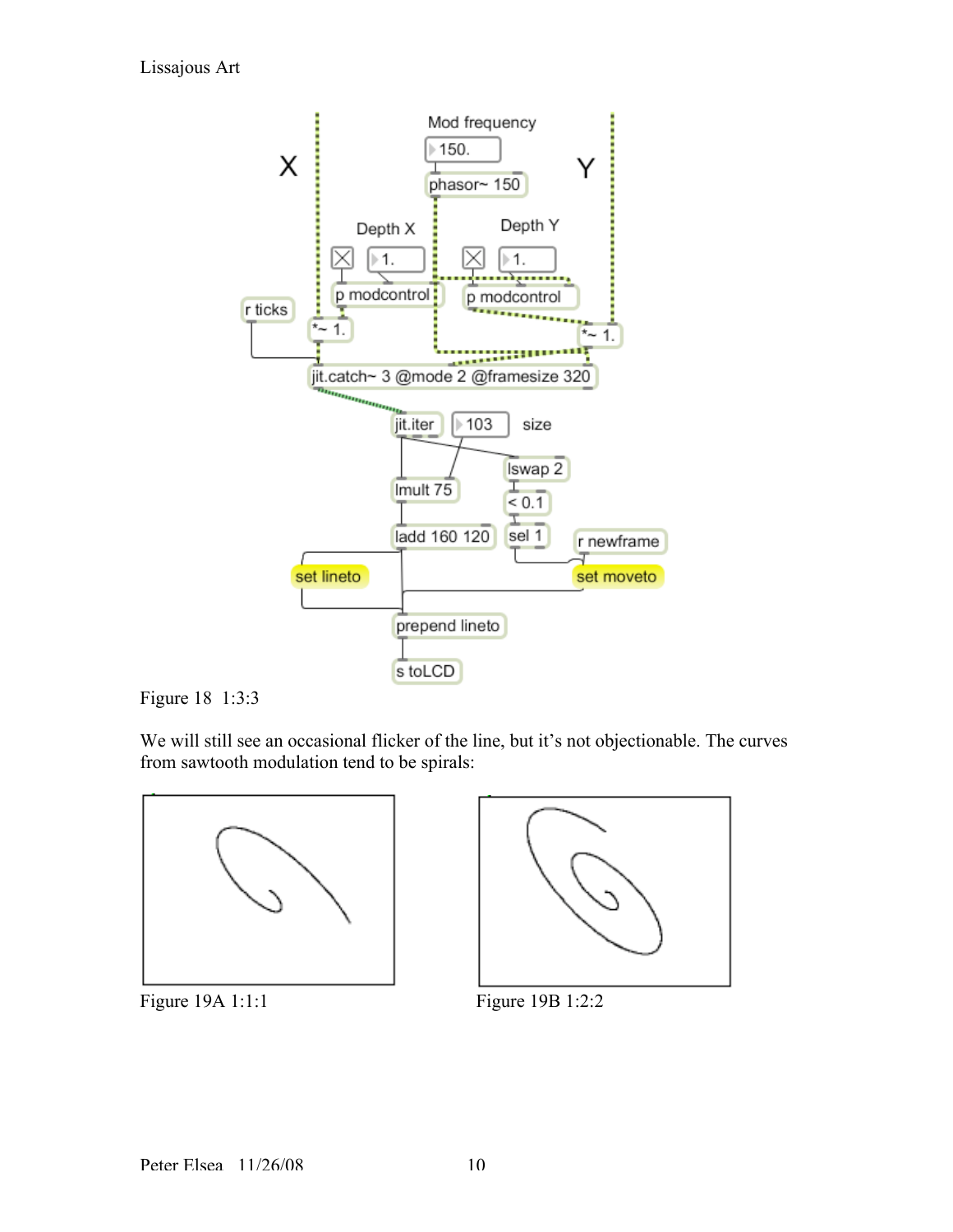Figure 18 1:3:3

We will still see an occasional flicker of the line, but it's not objectionable. The curves from sawtooth modulation tend to be spirals:

Figure 19A 1:1:1

Figure 19B 1:2:2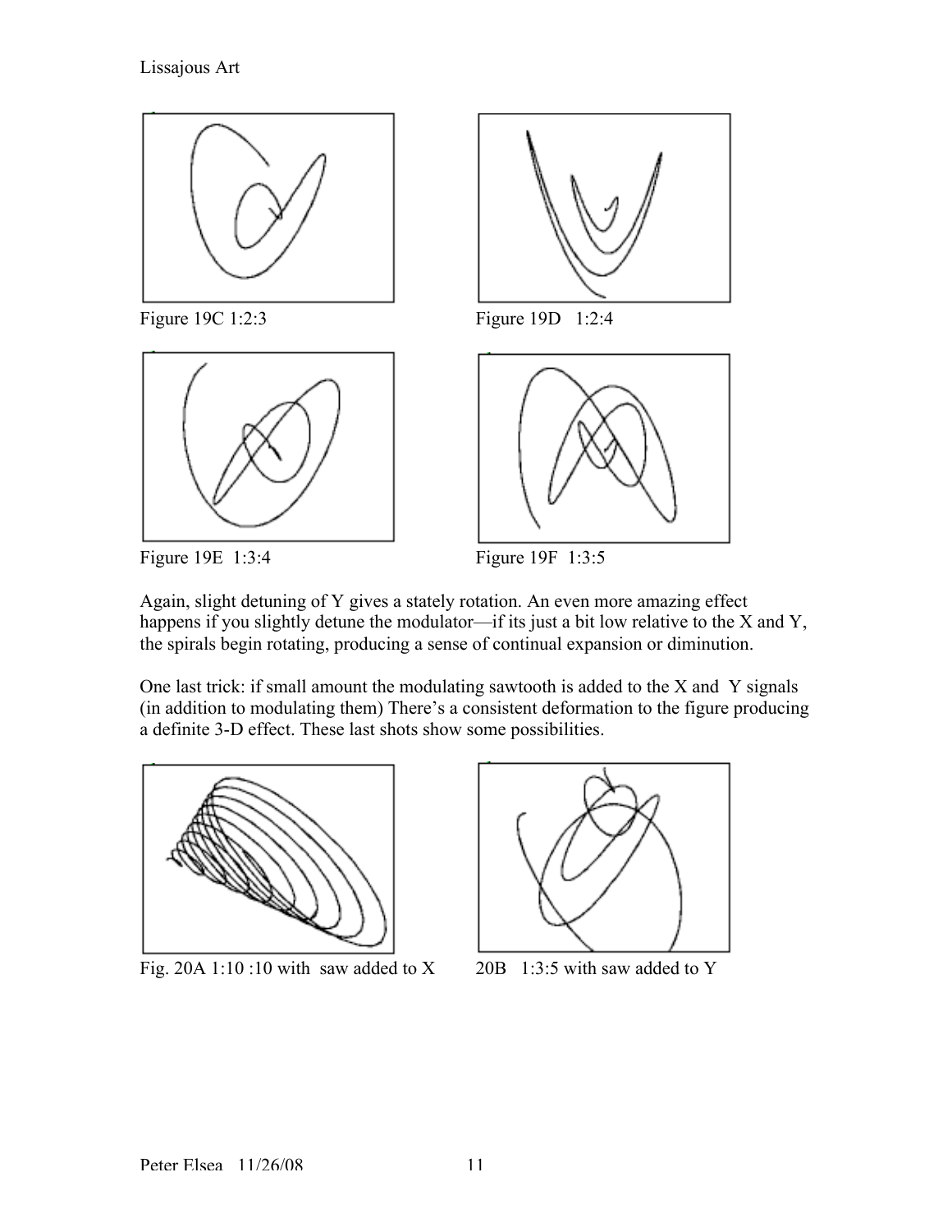Figure 19C 1:2:3

Figure 19D 1:2:4

Figure 19E 1:3:4

Figure 19F 1:3:5

Again, slight detuning of Y gives a stately rotation. An even more amazing effect happens if you slightly detune the modulator—if its just a bit low relative to the X and Y, the spirals begin rotating, producing a sense of continual expansion or diminution.

One last trick: if small amount the modulating sawtooth is added to the X and Y signals (in addition to modulating them) There's a consistent deformation to the figure producing a definite 3-D effect. These last shots show some possibilities.

Fig. 20A 1:10 :10 with saw added to X

20B 1:3:5 with saw added to Y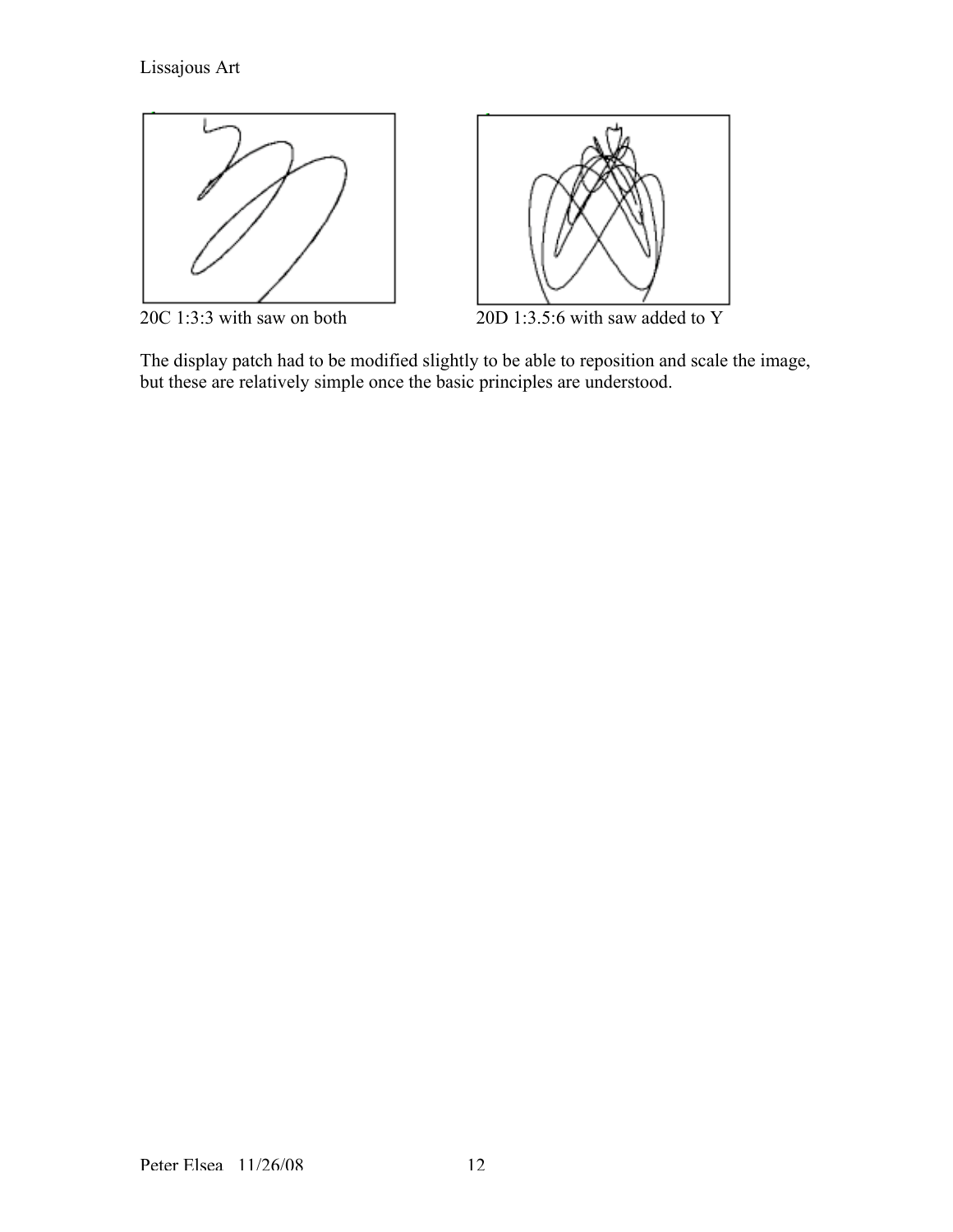20C 1:3:3 with saw on both

20D 1:3.5:6 with saw added to Y

The display patch had to be modified slightly to be able to reposition and scale the image, but these are relatively simple once the basic principles are understood.